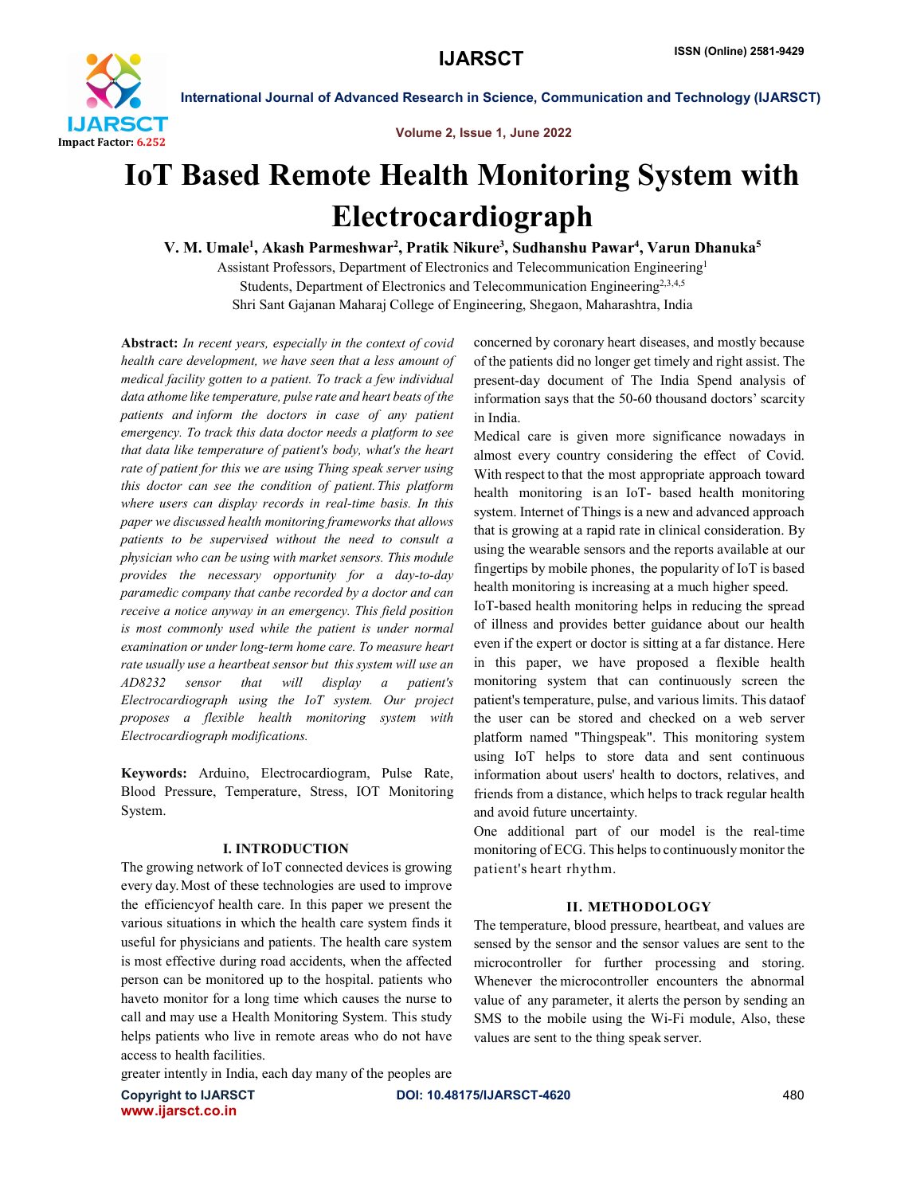# IoT Based Remote Health Monitoring System with Electrocardiograph

V. M. Umale[1], Akash Parmeshwar[2], Pratik Nikure[3], Sudhanshu Pawar[4], Varun Dhanuka[5]

Assistant Professors, Department of Electronics and Telecommunication Engineering[1]

Students, Department of Electronics and Telecommunication Engineering[2,3,4,5]

Shri Sant Gajanan Maharaj College of Engineering, Shegaon, Maharashtra, India

**Abstract:** *In recent years, especially in the context of covid health care development, we have seen that a less amount of medical facility gotten to a patient. To track a few individual data athome like temperature, pulse rate and heart beats of the patients and inform the doctors in case of any patient emergency. To track this data doctor needs a platform to see that data like temperature of patient's body, what's the heart rate of patient for this we are using Thing speak server using this doctor can see the condition of patient. This platform where users can display records in real-time basis. In this paper we discussed health monitoring frameworks that allows patients to be supervised without the need to consult a physician who can be using with market sensors. This module provides the necessary opportunity for a day-to-day paramedic company that canbe recorded by a doctor and can receive a notice anyway in an emergency. This field position is most commonly used while the patient is under normal examination or under long-term home care. To measure heart rate usually use a heartbeat sensor but this system will use an AD8232 sensor that will display a patient's Electrocardiograph using the IoT system. Our project proposes a flexible health monitoring system with Electrocardiograph modifications.*

**Keywords:** Arduino, Electrocardiogram, Pulse Rate, Blood Pressure, Temperature, Stress, IOT Monitoring System.

## I. INTRODUCTION

The growing network of IoT connected devices is growing every day. Most of these technologies are used to improve the efficiencyof health care. In this paper we present the various situations in which the health care system finds it useful for physicians and patients. The health care system is most effective during road accidents, when the affected person can be monitored up to the hospital. patients who haveto monitor for a long time which causes the nurse to call and may use a Health Monitoring System. This study helps patients who live in remote areas who do not have access to health facilities.

greater intently in India, each day many of the peoples are concerned by coronary heart diseases, and mostly because of the patients did no longer get timely and right assist. The present-day document of The India Spend analysis of information says that the 50-60 thousand doctors' scarcity in India.

Medical care is given more significance nowadays in almost every country considering the effect of Covid. With respect to that the most appropriate approach toward health monitoring is an IoT- based health monitoring system. Internet of Things is a new and advanced approach that is growing at a rapid rate in clinical consideration. By using the wearable sensors and the reports available at our fingertips by mobile phones, the popularity of IoT is based health monitoring is increasing at a much higher speed.

IoT-based health monitoring helps in reducing the spread of illness and provides better guidance about our health even if the expert or doctor is sitting at a far distance. Here in this paper, we have proposed a flexible health monitoring system that can continuously screen the patient's temperature, pulse, and various limits. This dataof the user can be stored and checked on a web server platform named "Thingspeak". This monitoring system using IoT helps to store data and sent continuous information about users' health to doctors, relatives, and friends from a distance, which helps to track regular health and avoid future uncertainty.

One additional part of our model is the real-time monitoring of ECG. This helps to continuously monitor the patient's heart rhythm.

## II. METHODOLOGY

The temperature, blood pressure, heartbeat, and values are sensed by the sensor and the sensor values are sent to the microcontroller for further processing and storing. Whenever the microcontroller encounters the abnormal value of any parameter, it alerts the person by sending an SMS to the mobile using the Wi-Fi module, Also, these values are sent to the thing speak server.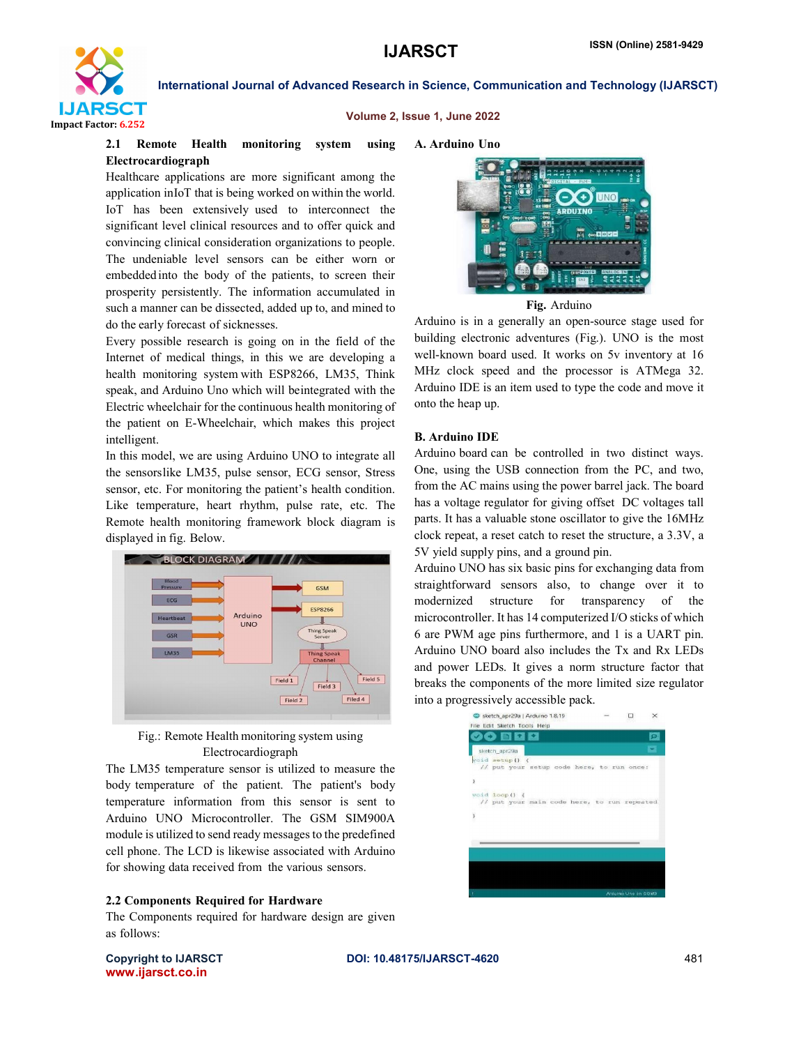### 2.1 Remote Health monitoring system using Electrocardiograph

Healthcare applications are more significant among the application inIoT that is being worked on within the world. IoT has been extensively used to interconnect the significant level clinical resources and to offer quick and convincing clinical consideration organizations to people. The undeniable level sensors can be either worn or embedded into the body of the patients, to screen their prosperity persistently. The information accumulated in such a manner can be dissected, added up to, and mined to do the early forecast of sicknesses.

Every possible research is going on in the field of the Internet of medical things, in this we are developing a health monitoring system with ESP8266, LM35, Think speak, and Arduino Uno which will beintegrated with the Electric wheelchair for the continuous health monitoring of the patient on E-Wheelchair, which makes this project intelligent.

In this model, we are using Arduino UNO to integrate all the sensorslike LM35, pulse sensor, ECG sensor, Stress sensor, etc. For monitoring the patient's health condition. Like temperature, heart rhythm, pulse rate, etc. The Remote health monitoring framework block diagram is displayed in fig. Below.

Fig.: Remote Health monitoring system using Electrocardiograph

The LM35 temperature sensor is utilized to measure the body temperature of the patient. The patient's body temperature information from this sensor is sent to Arduino UNO Microcontroller. The GSM SIM900A module is utilized to send ready messages to the predefined cell phone. The LCD is likewise associated with Arduino for showing data received from the various sensors.

### 2.2 Components Required for Hardware

The Components required for hardware design are given as follows:

#### A. Arduino Uno

**Fig.** Arduino

Arduino is in a generally an open-source stage used for building electronic adventures (Fig.). UNO is the most well-known board used. It works on 5v inventory at 16 MHz clock speed and the processor is ATMega 32. Arduino IDE is an item used to type the code and move it onto the heap up.

#### B. Arduino IDE

Arduino board can be controlled in two distinct ways. One, using the USB connection from the PC, and two, from the AC mains using the power barrel jack. The board has a voltage regulator for giving offset DC voltages tall parts. It has a valuable stone oscillator to give the 16MHz clock repeat, a reset catch to reset the structure, a 3.3V, a 5V yield supply pins, and a ground pin.

Arduino UNO has six basic pins for exchanging data from straightforward sensors also, to change over it to modernized structure for transparency of the microcontroller. It has 14 computerized I/O sticks of which 6 are PWM age pins furthermore, and 1 is a UART pin. Arduino UNO board also includes the Tx and Rx LEDs and power LEDs. It gives a norm structure factor that breaks the components of the more limited size regulator into a progressively accessible pack.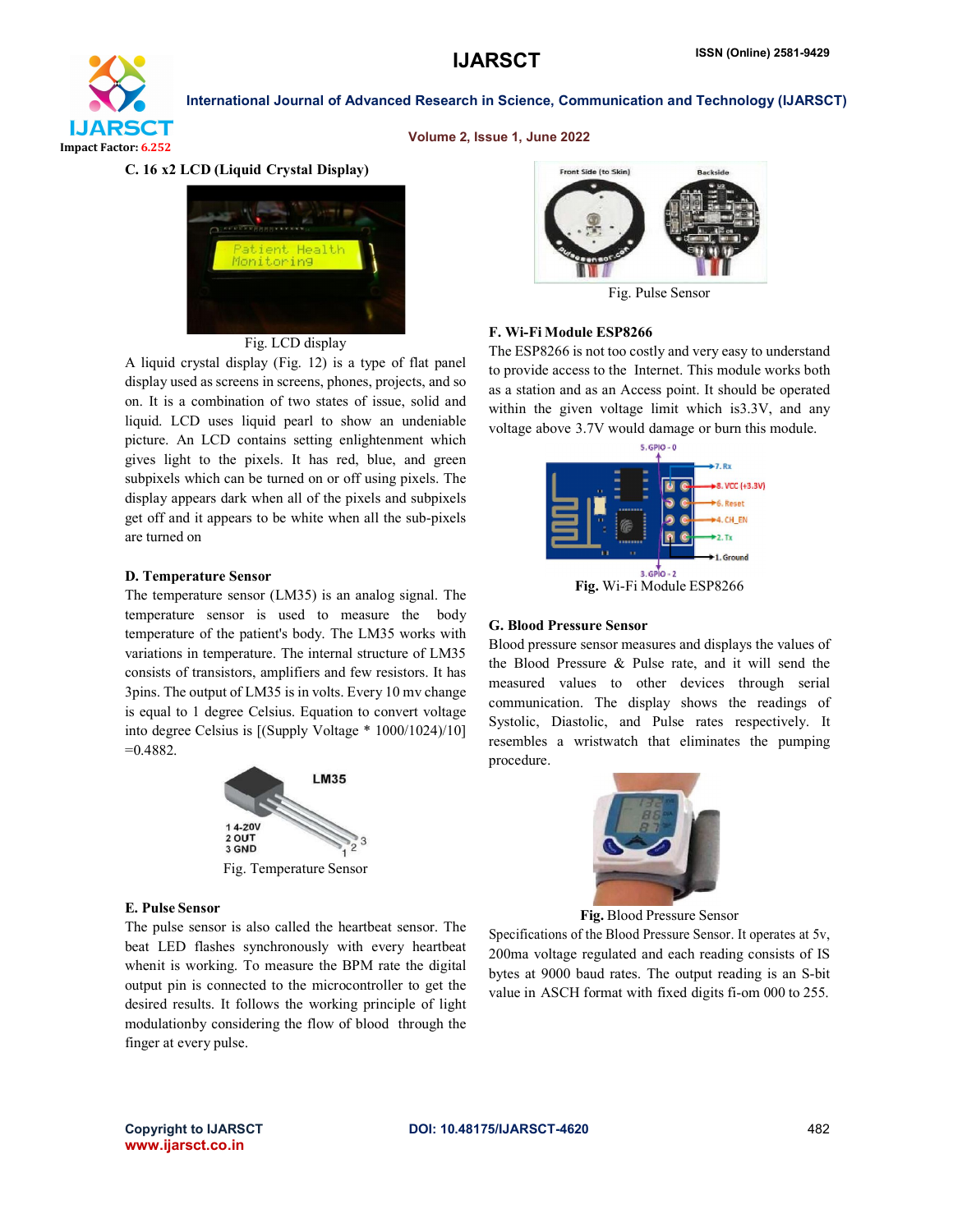### C. 16 x2 LCD (Liquid Crystal Display)

Fig. LCD display

A liquid crystal display (Fig. 12) is a type of flat panel display used as screens in screens, phones, projects, and so on. It is a combination of two states of issue, solid and liquid. LCD uses liquid pearl to show an undeniable picture. An LCD contains setting enlightenment which gives light to the pixels. It has red, blue, and green subpixels which can be turned on or off using pixels. The display appears dark when all of the pixels and subpixels get off and it appears to be white when all the sub-pixels are turned on

### D. Temperature Sensor

The temperature sensor (LM35) is an analog signal. The temperature sensor is used to measure the body temperature of the patient's body. The LM35 works with variations in temperature. The internal structure of LM35 consists of transistors, amplifiers and few resistors. It has 3pins. The output of LM35 is in volts. Every 10 mv change is equal to 1 degree Celsius. Equation to convert voltage into degree Celsius is [(Supply Voltage * 1000/1024)/10] =0.4882.

Fig. Temperature Sensor

### E. Pulse Sensor

The pulse sensor is also called the heartbeat sensor. The beat LED flashes synchronously with every heartbeat whenit is working. To measure the BPM rate the digital output pin is connected to the microcontroller to get the desired results. It follows the working principle of light modulationby considering the flow of blood through the finger at every pulse.

Fig. Pulse Sensor

### F. Wi-Fi Module ESP8266

The ESP8266 is not too costly and very easy to understand to provide access to the Internet. This module works both as a station and as an Access point. It should be operated within the given voltage limit which is3.3V, and any voltage above 3.7V would damage or burn this module.

**Fig.** Wi-Fi Module ESP8266

### G. Blood Pressure Sensor

Blood pressure sensor measures and displays the values of the Blood Pressure & Pulse rate, and it will send the measured values to other devices through serial communication. The display shows the readings of Systolic, Diastolic, and Pulse rates respectively. It resembles a wristwatch that eliminates the pumping procedure.

**Fig.** Blood Pressure Sensor

Specifications of the Blood Pressure Sensor. It operates at 5v, 200ma voltage regulated and each reading consists of IS bytes at 9000 baud rates. The output reading is an S-bit value in ASCH format with fixed digits fi-om 000 to 255.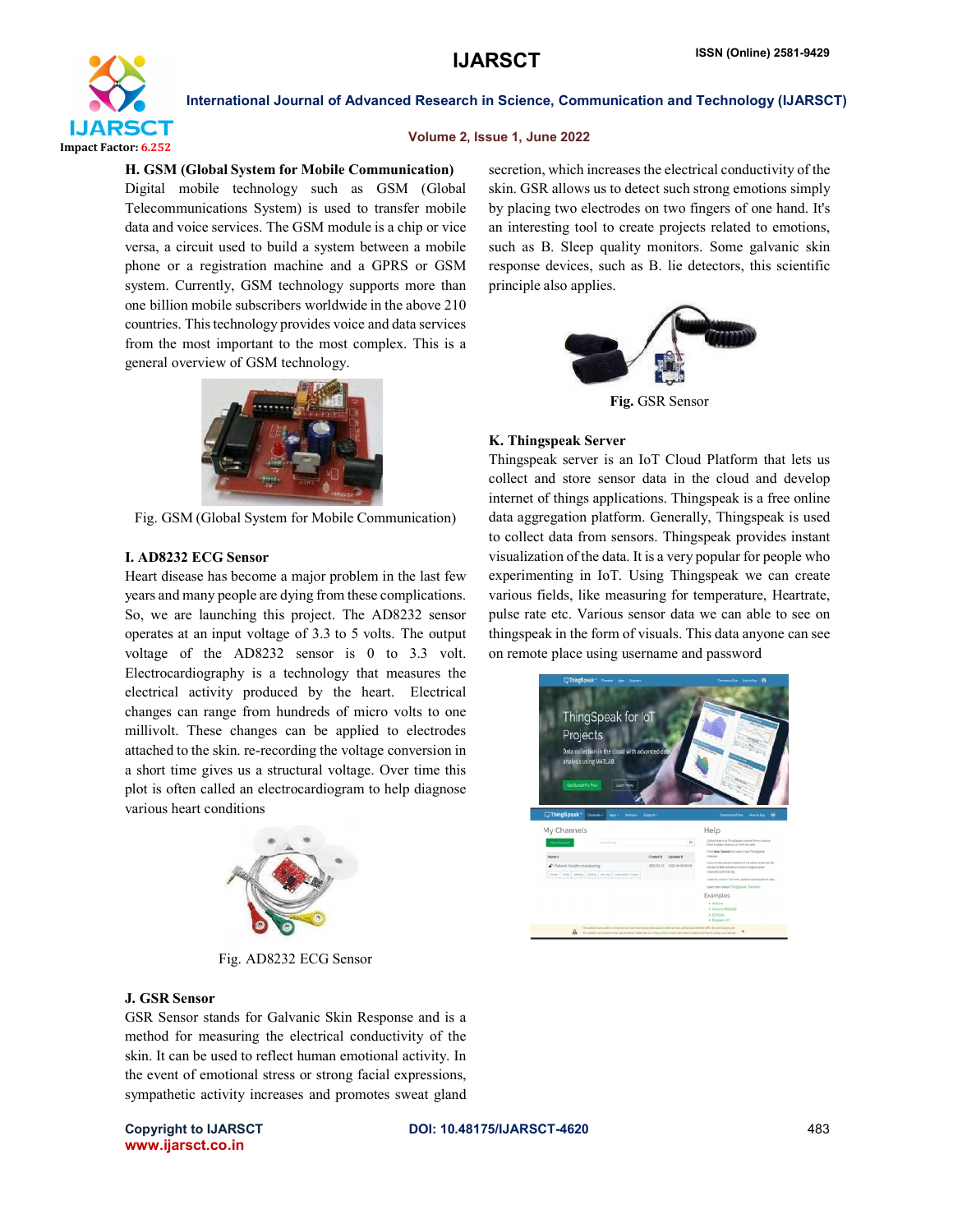### H. GSM (Global System for Mobile Communication)

Digital mobile technology such as GSM (Global Telecommunications System) is used to transfer mobile data and voice services. The GSM module is a chip or vice versa, a circuit used to build a system between a mobile phone or a registration machine and a GPRS or GSM system. Currently, GSM technology supports more than one billion mobile subscribers worldwide in the above 210 countries. This technology provides voice and data services from the most important to the most complex. This is a general overview of GSM technology.

Fig. GSM (Global System for Mobile Communication)

### I. AD8232 ECG Sensor

Heart disease has become a major problem in the last few years and many people are dying from these complications. So, we are launching this project. The AD8232 sensor operates at an input voltage of 3.3 to 5 volts. The output voltage of the AD8232 sensor is 0 to 3.3 volt. Electrocardiography is a technology that measures the electrical activity produced by the heart. Electrical changes can range from hundreds of micro volts to one millivolt. These changes can be applied to electrodes attached to the skin. re-recording the voltage conversion in a short time gives us a structural voltage. Over time this plot is often called an electrocardiogram to help diagnose various heart conditions

Fig. AD8232 ECG Sensor

### J. GSR Sensor

GSR Sensor stands for Galvanic Skin Response and is a method for measuring the electrical conductivity of the skin. It can be used to reflect human emotional activity. In the event of emotional stress or strong facial expressions, sympathetic activity increases and promotes sweat gland secretion, which increases the electrical conductivity of the skin. GSR allows us to detect such strong emotions simply by placing two electrodes on two fingers of one hand. It's an interesting tool to create projects related to emotions, such as B. Sleep quality monitors. Some galvanic skin response devices, such as B. lie detectors, this scientific principle also applies.

**Fig.** GSR Sensor

### K. Thingspeak Server

Thingspeak server is an IoT Cloud Platform that lets us collect and store sensor data in the cloud and develop internet of things applications. Thingspeak is a free online data aggregation platform. Generally, Thingspeak is used to collect data from sensors. Thingspeak provides instant visualization of the data. It is a very popular for people who experimenting in IoT. Using Thingspeak we can create various fields, like measuring for temperature, Heartrate, pulse rate etc. Various sensor data we can able to see on thingspeak in the form of visuals. This data anyone can see on remote place using username and password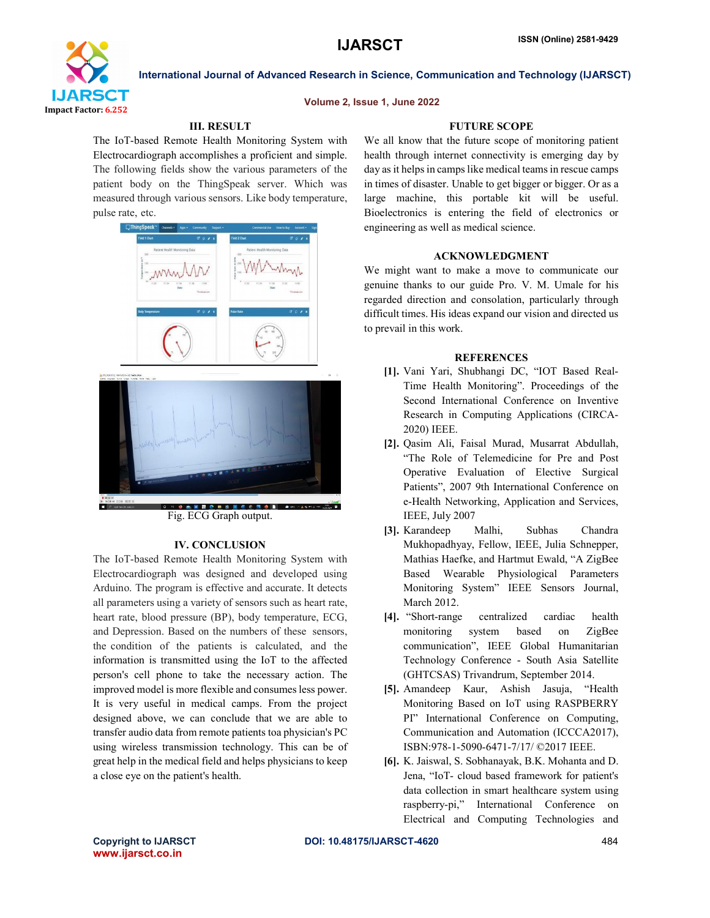## III. RESULT

The IoT-based Remote Health Monitoring System with Electrocardiograph accomplishes a proficient and simple. The following fields show the various parameters of the patient body on the ThingSpeak server. Which was measured through various sensors. Like body temperature, pulse rate, etc.

Fig. ECG Graph output.

## IV. CONCLUSION

The IoT-based Remote Health Monitoring System with Electrocardiograph was designed and developed using Arduino. The program is effective and accurate. It detects all parameters using a variety of sensors such as heart rate, heart rate, blood pressure (BP), body temperature, ECG, and Depression. Based on the numbers of these sensors, the condition of the patients is calculated, and the information is transmitted using the IoT to the affected person's cell phone to take the necessary action. The improved model is more flexible and consumes less power. It is very useful in medical camps. From the project designed above, we can conclude that we are able to transfer audio data from remote patients toa physician's PC using wireless transmission technology. This can be of great help in the medical field and helps physicians to keep a close eye on the patient's health.

## FUTURE SCOPE

We all know that the future scope of monitoring patient health through internet connectivity is emerging day by day as it helps in camps like medical teams in rescue camps in times of disaster. Unable to get bigger or bigger. Or as a large machine, this portable kit will be useful. Bioelectronics is entering the field of electronics or engineering as well as medical science.

## ACKNOWLEDGMENT

We might want to make a move to communicate our genuine thanks to our guide Pro. V. M. Umale for his regarded direction and consolation, particularly through difficult times. His ideas expand our vision and directed us to prevail in this work.

## REFERENCES

**[1].** Vani Yari, Shubhangi DC, "IOT Based Real-Time Health Monitoring". Proceedings of the Second International Conference on Inventive Research in Computing Applications (CIRCA-2020) IEEE.

**[2].** Qasim Ali, Faisal Murad, Musarrat Abdullah, "The Role of Telemedicine for Pre and Post Operative Evaluation of Elective Surgical Patients", 2007 9th International Conference on e-Health Networking, Application and Services, IEEE, July 2007

**[3].** Karandeep Malhi, Subhas Chandra Mukhopadhyay, Fellow, IEEE, Julia Schnepper, Mathias Haefke, and Hartmut Ewald, "A ZigBee Based Wearable Physiological Parameters Monitoring System" IEEE Sensors Journal, March 2012.

**[4].** "Short-range centralized cardiac health monitoring system based on ZigBee communication", IEEE Global Humanitarian Technology Conference - South Asia Satellite (GHTCSAS) Trivandrum, September 2014.

**[5].** Amandeep Kaur, Ashish Jasuja, "Health Monitoring Based on IoT using RASPBERRY PI" International Conference on Computing, Communication and Automation (ICCCA2017), ISBN:978-1-5090-6471-7/17/ ©2017 IEEE.

**[6].** K. Jaiswal, S. Sobhanayak, B.K. Mohanta and D. Jena, "IoT- cloud based framework for patient's data collection in smart healthcare system using raspberry-pi," International Conference on Electrical and Computing Technologies and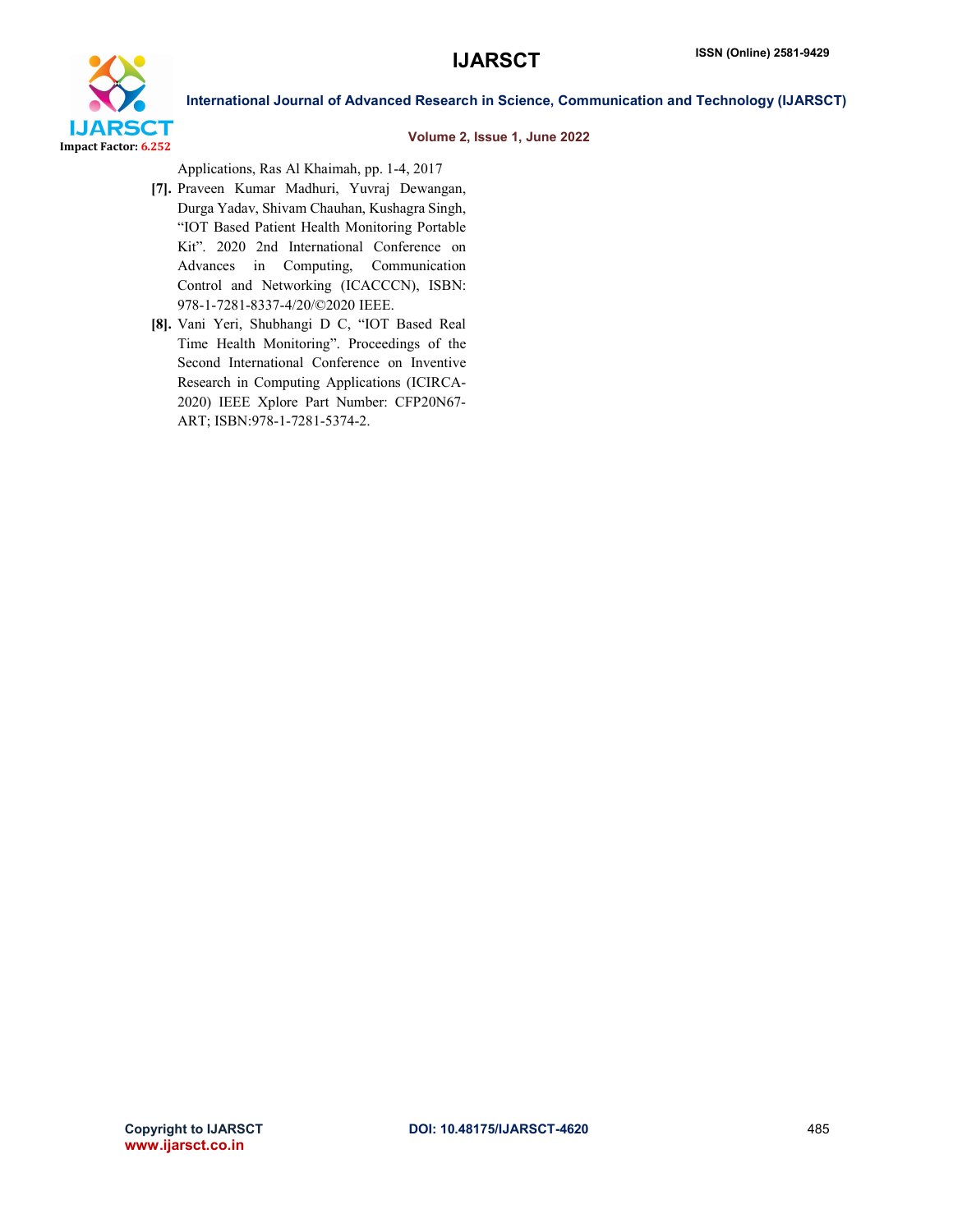Applications, Ras Al Khaimah, pp. 1-4, 2017

**[7].** Praveen Kumar Madhuri, Yuvraj Dewangan, Durga Yadav, Shivam Chauhan, Kushagra Singh, "IOT Based Patient Health Monitoring Portable Kit". 2020 2nd International Conference on Advances in Computing, Communication Control and Networking (ICACCCN), ISBN: 978-1-7281-8337-4/20/©2020 IEEE.

**[8].** Vani Yeri, Shubhangi D C, "IOT Based Real Time Health Monitoring". Proceedings of the Second International Conference on Inventive Research in Computing Applications (ICIRCA-2020) IEEE Xplore Part Number: CFP20N67-ART; ISBN:978-1-7281-5374-2.